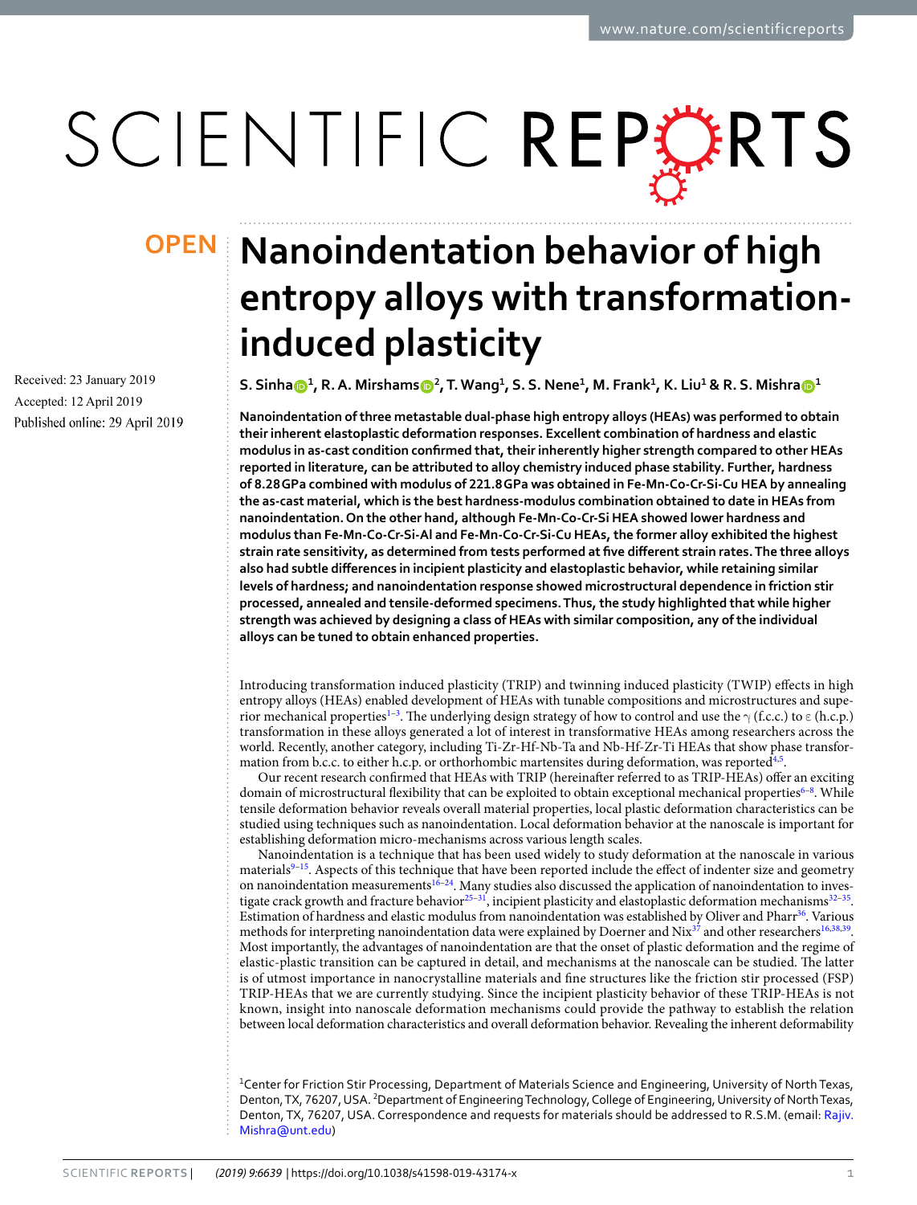# Nanoindentation behavior of high entropy alloys with transformation-induced plasticity

S. Sinha[1], R. A. Mirshams[2], T. Wang[1], S. S. Nene[1], M. Frank[1], K. Liu[1] & R. S. Mishra[1]

Received: 23 January 2019

Accepted: 12 April 2019

Published online: 29 April 2019

**Nanoindentation of three metastable dual-phase high entropy alloys (HEAs) was performed to obtain their inherent elastoplastic deformation responses. Excellent combination of hardness and elastic modulus in as-cast condition confirmed that, their inherently higher strength compared to other HEAs reported in literature, can be attributed to alloy chemistry induced phase stability. Further, hardness of 8.28 GPa combined with modulus of 221.8 GPa was obtained in Fe-Mn-Co-Cr-Si-Cu HEA by annealing the as-cast material, which is the best hardness-modulus combination obtained to date in HEAs from nanoindentation. On the other hand, although Fe-Mn-Co-Cr-Si HEA showed lower hardness and modulus than Fe-Mn-Co-Cr-Si-Al and Fe-Mn-Co-Cr-Si-Cu HEAs, the former alloy exhibited the highest strain rate sensitivity, as determined from tests performed at five different strain rates. The three alloys also had subtle differences in incipient plasticity and elastoplastic behavior, while retaining similar levels of hardness; and nanoindentation response showed microstructural dependence in friction stir processed, annealed and tensile-deformed specimens. Thus, the study highlighted that while higher strength was achieved by designing a class of HEAs with similar composition, any of the individual alloys can be tuned to obtain enhanced properties.**

Introducing transformation induced plasticity (TRIP) and twinning induced plasticity (TWIP) effects in high entropy alloys (HEAs) enabled development of HEAs with tunable compositions and microstructures and superior mechanical properties[1–3]. The underlying design strategy of how to control and use the $\gamma$ (f.c.c.) to $\varepsilon$ (h.c.p.) transformation in these alloys generated a lot of interest in transformative HEAs among researchers across the world. Recently, another category, including Ti-Zr-Hf-Nb-Ta and Nb-Hf-Zr-Ti HEAs that show phase transformation from b.c.c. to either h.c.p. or orthorhombic martensites during deformation, was reported[4,5].

Our recent research confirmed that HEAs with TRIP (hereinafter referred to as TRIP-HEAs) offer an exciting domain of microstructural flexibility that can be exploited to obtain exceptional mechanical properties[6–8]. While tensile deformation behavior reveals overall material properties, local plastic deformation characteristics can be studied using techniques such as nanoindentation. Local deformation behavior at the nanoscale is important for establishing deformation micro-mechanisms across various length scales.

Nanoindentation is a technique that has been used widely to study deformation at the nanoscale in various materials[9–15]. Aspects of this technique that have been reported include the effect of indenter size and geometry on nanoindentation measurements[16–24]. Many studies also discussed the application of nanoindentation to investigate crack growth and fracture behavior[25–31], incipient plasticity and elastoplastic deformation mechanisms[32–35]. Estimation of hardness and elastic modulus from nanoindentation was established by Oliver and Pharr[36]. Various methods for interpreting nanoindentation data were explained by Doerner and Nix[37] and other researchers[16,38,39]. Most importantly, the advantages of nanoindentation are that the onset of plastic deformation and the regime of elastic-plastic transition can be captured in detail, and mechanisms at the nanoscale can be studied. The latter is of utmost importance in nanocrystalline materials and fine structures like the friction stir processed (FSP) TRIP-HEAs that we are currently studying. Since the incipient plasticity behavior of these TRIP-HEAs is not known, insight into nanoscale deformation mechanisms could provide the pathway to establish the relation between local deformation characteristics and overall deformation behavior. Revealing the inherent deformability

[1]Center for Friction Stir Processing, Department of Materials Science and Engineering, University of North Texas, Denton, TX, 76207, USA. [2]Department of Engineering Technology, College of Engineering, University of North Texas, Denton, TX, 76207, USA. Correspondence and requests for materials should be addressed to R.S.M. (email: Rajiv.Mishra@unt.edu)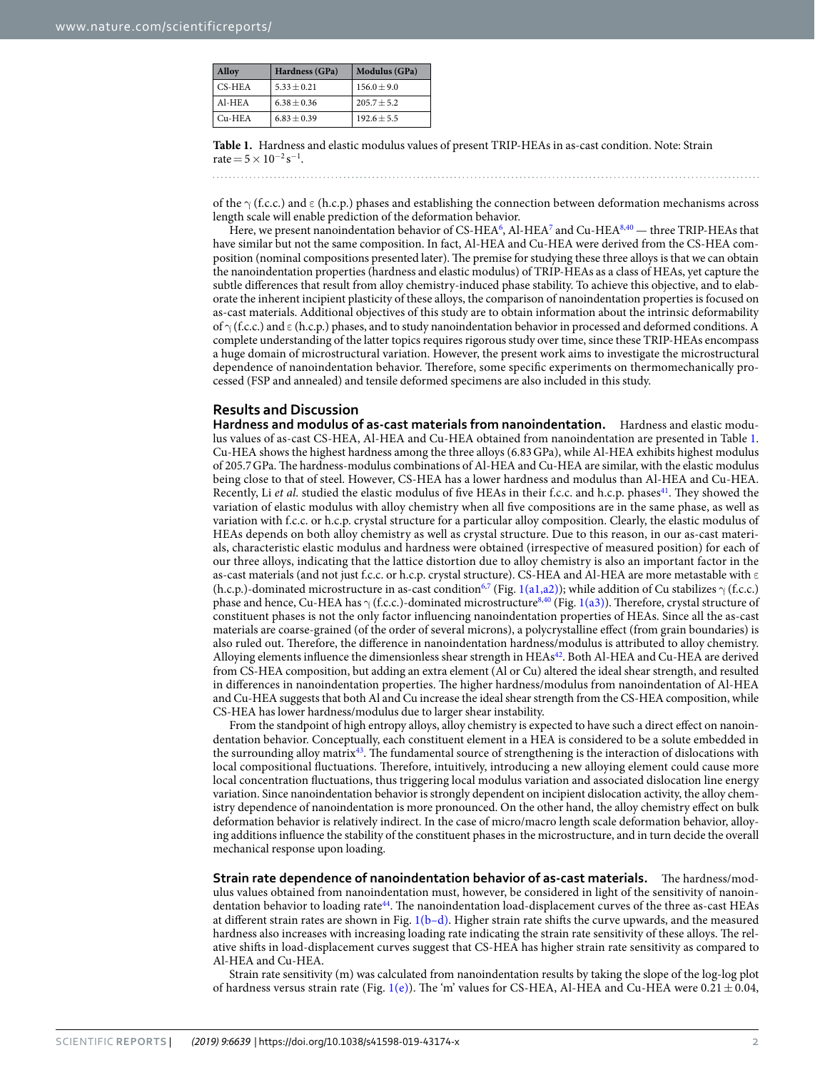| Alloy | Hardness (GPa) | Modulus (GPa) |
|---|---|---|
| CS-HEA | 5.33 ± 0.21 | 156.0 ± 9.0 |
| Al-HEA | 6.38 ± 0.36 | 205.7 ± 5.2 |
| Cu-HEA | 6.83 ± 0.39 | 192.6 ± 5.5 |

**Table 1.** Hardness and elastic modulus values of present TRIP-HEAs in as-cast condition. Note: Strain rate = $5 \times 10^{-2}\,s^{-1}$.

of the γ (f.c.c.) and ε (h.c.p.) phases and establishing the connection between deformation mechanisms across length scale will enable prediction of the deformation behavior.

Here, we present nanoindentation behavior of CS-HEA[6], Al-HEA[7] and Cu-HEA[8,40] — three TRIP-HEAs that have similar but not the same composition. In fact, Al-HEA and Cu-HEA were derived from the CS-HEA composition (nominal compositions presented later). The premise for studying these three alloys is that we can obtain the nanoindentation properties (hardness and elastic modulus) of TRIP-HEAs as a class of HEAs, yet capture the subtle differences that result from alloy chemistry-induced phase stability. To achieve this objective, and to elaborate the inherent incipient plasticity of these alloys, the comparison of nanoindentation properties is focused on as-cast materials. Additional objectives of this study are to obtain information about the intrinsic deformability of γ (f.c.c.) and ε (h.c.p.) phases, and to study nanoindentation behavior in processed and deformed conditions. A complete understanding of the latter topics requires rigorous study over time, since these TRIP-HEAs encompass a huge domain of microstructural variation. However, the present work aims to investigate the microstructural dependence of nanoindentation behavior. Therefore, some specific experiments on thermomechanically processed (FSP and annealed) and tensile deformed specimens are also included in this study.

## Results and Discussion

**Hardness and modulus of as-cast materials from nanoindentation.** Hardness and elastic modulus values of as-cast CS-HEA, Al-HEA and Cu-HEA obtained from nanoindentation are presented in Table 1. Cu-HEA shows the highest hardness among the three alloys (6.83 GPa), while Al-HEA exhibits highest modulus of 205.7 GPa. The hardness-modulus combinations of Al-HEA and Cu-HEA are similar, with the elastic modulus being close to that of steel. However, CS-HEA has a lower hardness and modulus than Al-HEA and Cu-HEA. Recently, Li *et al.* studied the elastic modulus of five HEAs in their f.c.c. and h.c.p. phases[41]. They showed the variation of elastic modulus with alloy chemistry when all five compositions are in the same phase, as well as variation with f.c.c. or h.c.p. crystal structure for a particular alloy composition. Clearly, the elastic modulus of HEAs depends on both alloy chemistry as well as crystal structure. Due to this reason, in our as-cast materials, characteristic elastic modulus and hardness were obtained (irrespective of measured position) for each of our three alloys, indicating that the lattice distortion due to alloy chemistry is also an important factor in the as-cast materials (and not just f.c.c. or h.c.p. crystal structure). CS-HEA and Al-HEA are more metastable with ε (h.c.p.)-dominated microstructure in as-cast condition[6,7] (Fig. 1(a1,a2)); while addition of Cu stabilizes γ (f.c.c.) phase and hence, Cu-HEA has γ (f.c.c.)-dominated microstructure[8,40] (Fig. 1(a3)). Therefore, crystal structure of constituent phases is not the only factor influencing nanoindentation properties of HEAs. Since all the as-cast materials are coarse-grained (of the order of several microns), a polycrystalline effect (from grain boundaries) is also ruled out. Therefore, the difference in nanoindentation hardness/modulus is attributed to alloy chemistry. Alloying elements influence the dimensionless shear strength in HEAs[42]. Both Al-HEA and Cu-HEA are derived from CS-HEA composition, but adding an extra element (Al or Cu) altered the ideal shear strength, and resulted in differences in nanoindentation properties. The higher hardness/modulus from nanoindentation of Al-HEA and Cu-HEA suggests that both Al and Cu increase the ideal shear strength from the CS-HEA composition, while CS-HEA has lower hardness/modulus due to larger shear instability.

From the standpoint of high entropy alloys, alloy chemistry is expected to have such a direct effect on nanoindentation behavior. Conceptually, each constituent element in a HEA is considered to be a solute embedded in the surrounding alloy matrix[43]. The fundamental source of strengthening is the interaction of dislocations with local compositional fluctuations. Therefore, intuitively, introducing a new alloying element could cause more local concentration fluctuations, thus triggering local modulus variation and associated dislocation line energy variation. Since nanoindentation behavior is strongly dependent on incipient dislocation activity, the alloy chemistry dependence of nanoindentation is more pronounced. On the other hand, the alloy chemistry effect on bulk deformation behavior is relatively indirect. In the case of micro/macro length scale deformation behavior, alloying additions influence the stability of the constituent phases in the microstructure, and in turn decide the overall mechanical response upon loading.

**Strain rate dependence of nanoindentation behavior of as-cast materials.** The hardness/modulus values obtained from nanoindentation must, however, be considered in light of the sensitivity of nanoindentation behavior to loading rate[44]. The nanoindentation load-displacement curves of the three as-cast HEAs at different strain rates are shown in Fig. 1(b–d). Higher strain rate shifts the curve upwards, and the measured hardness also increases with increasing loading rate indicating the strain rate sensitivity of these alloys. The relative shifts in load-displacement curves suggest that CS-HEA has higher strain rate sensitivity as compared to Al-HEA and Cu-HEA.

Strain rate sensitivity (m) was calculated from nanoindentation results by taking the slope of the log-log plot of hardness versus strain rate (Fig. 1(e)). The 'm' values for CS-HEA, Al-HEA and Cu-HEA were 0.21 ± 0.04,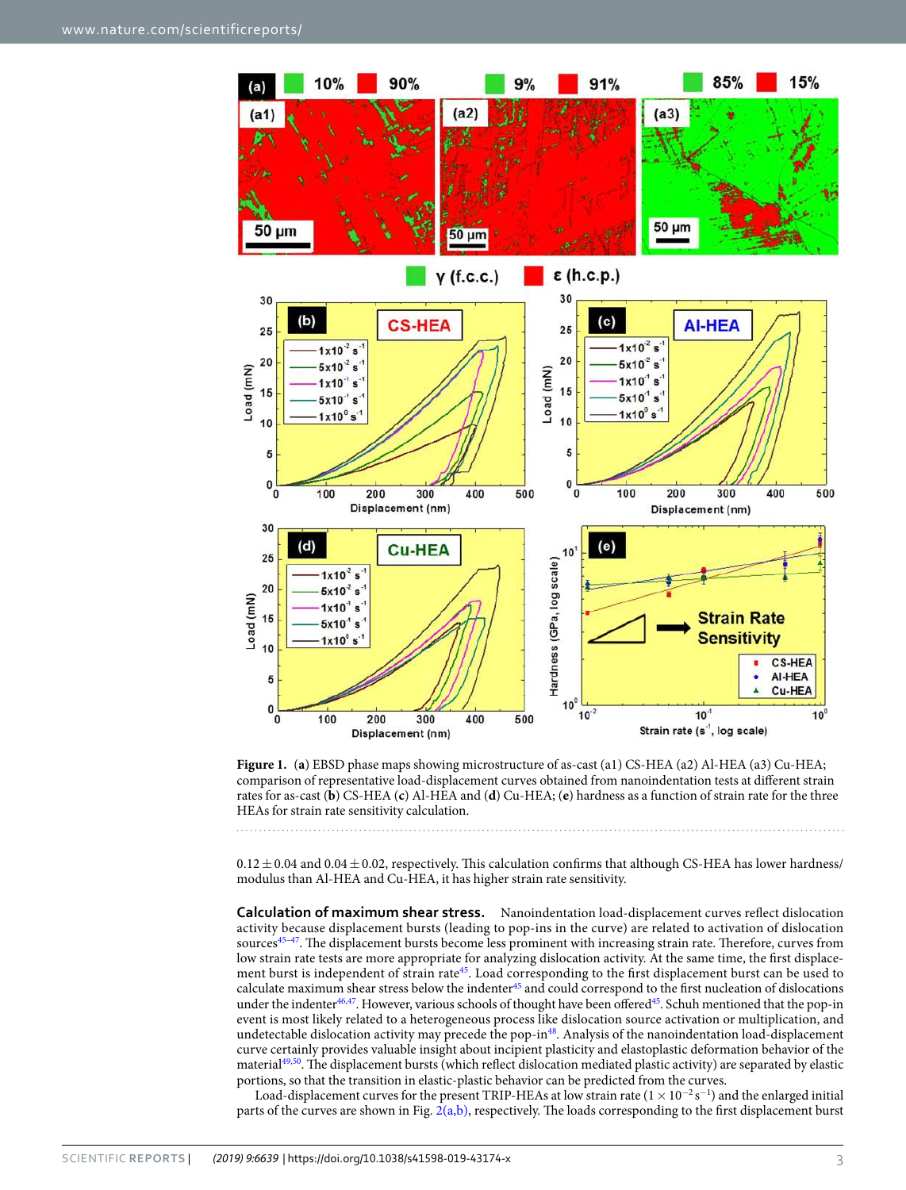**Figure 1.** (**a**) EBSD phase maps showing microstructure of as-cast (a1) CS-HEA (a2) Al-HEA (a3) Cu-HEA; comparison of representative load-displacement curves obtained from nanoindentation tests at different strain rates for as-cast (**b**) CS-HEA (**c**) Al-HEA and (**d**) Cu-HEA; (**e**) hardness as a function of strain rate for the three HEAs for strain rate sensitivity calculation.

0.12 ± 0.04 and 0.04 ± 0.02, respectively. This calculation confirms that although CS-HEA has lower hardness/modulus than Al-HEA and Cu-HEA, it has higher strain rate sensitivity.

**Calculation of maximum shear stress.** Nanoindentation load-displacement curves reflect dislocation activity because displacement bursts (leading to pop-ins in the curve) are related to activation of dislocation sources[45–47]. The displacement bursts become less prominent with increasing strain rate. Therefore, curves from low strain rate tests are more appropriate for analyzing dislocation activity. At the same time, the first displacement burst is independent of strain rate[45]. Load corresponding to the first displacement burst can be used to calculate maximum shear stress below the indenter[45] and could correspond to the first nucleation of dislocations under the indenter[46,47]. However, various schools of thought have been offered[45]. Schuh mentioned that the pop-in event is most likely related to a heterogeneous process like dislocation source activation or multiplication, and undetectable dislocation activity may precede the pop-in[48]. Analysis of the nanoindentation load-displacement curve certainly provides valuable insight about incipient plasticity and elastoplastic deformation behavior of the material[49,50]. The displacement bursts (which reflect dislocation mediated plastic activity) are separated by elastic portions, so that the transition in elastic-plastic behavior can be predicted from the curves.

Load-displacement curves for the present TRIP-HEAs at low strain rate ($1 \times 10^{-2}\,s^{-1}$) and the enlarged initial parts of the curves are shown in Fig. 2(a,b), respectively. The loads corresponding to the first displacement burst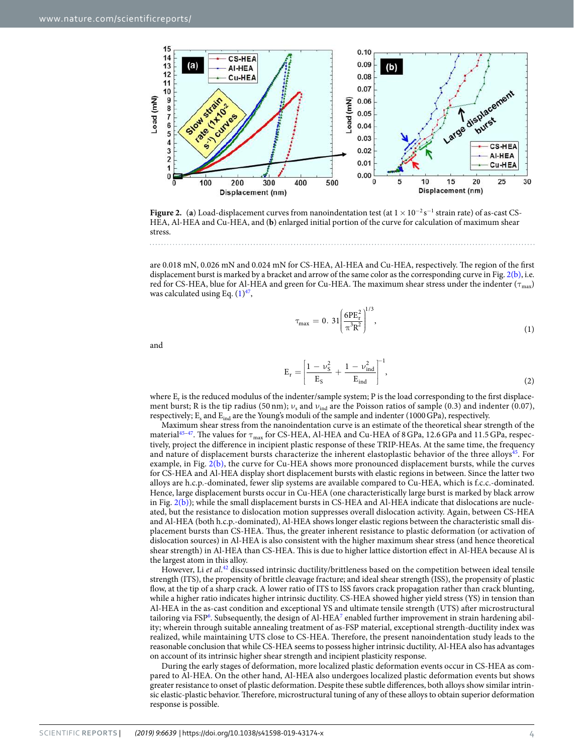(a)

CS-HEA

Al-HEA

Cu-HEA

Slow strain rate (1x10$^{-2}$ s$^{-1}$) curves

Load (mN)

Displacement (nm)

(b)

Large displacement burst

CS-HEA

Al-HEA

Cu-HEA

Load (mN)

Displacement (nm)

**Figure 2.** (**a**) Load-displacement curves from nanoindentation test (at $1 \times 10^{-2}\,s^{-1}$ strain rate) of as-cast CS-HEA, Al-HEA and Cu-HEA, and (**b**) enlarged initial portion of the curve for calculation of maximum shear stress.

are 0.018 mN, 0.026 mN and 0.024 mN for CS-HEA, Al-HEA and Cu-HEA, respectively. The region of the first displacement burst is marked by a bracket and arrow of the same color as the corresponding curve in Fig. 2(b), i.e. red for CS-HEA, blue for Al-HEA and green for Cu-HEA. The maximum shear stress under the indenter ($\tau_{max}$) was calculated using Eq. (1)[47],

$$\tau_{max} = 0.31\left(\frac{6PE_r^2}{\pi^3 R^2}\right)^{1/3}, \tag{1}$$

and

$$E_r = \left[\frac{1-\nu_S^2}{E_S} + \frac{1-\nu_{ind}^2}{E_{ind}}\right]^{-1}, \tag{2}$$

where $E_r$ is the reduced modulus of the indenter/sample system; P is the load corresponding to the first displacement burst; R is the tip radius (50 nm); $\nu_s$ and $\nu_{ind}$ are the Poisson ratios of sample (0.3) and indenter (0.07), respectively; $E_s$ and $E_{ind}$ are the Young's moduli of the sample and indenter (1000 GPa), respectively.

Maximum shear stress from the nanoindentation curve is an estimate of the theoretical shear strength of the material[45–47]. The values for $\tau_{max}$ for CS-HEA, Al-HEA and Cu-HEA of 8 GPa, 12.6 GPa and 11.5 GPa, respectively, project the difference in incipient plastic response of these TRIP-HEAs. At the same time, the frequency and nature of displacement bursts characterize the inherent elastoplastic behavior of the three alloys[45]. For example, in Fig. 2(b), the curve for Cu-HEA shows more pronounced displacement bursts, while the curves for CS-HEA and Al-HEA display short displacement bursts with elastic regions in between. Since the latter two alloys are h.c.p.-dominated, fewer slip systems are available compared to Cu-HEA, which is f.c.c.-dominated. Hence, large displacement bursts occur in Cu-HEA (one characteristically large burst is marked by black arrow in Fig. 2(b)); while the small displacement bursts in CS-HEA and Al-HEA indicate that dislocations are nucleated, but the resistance to dislocation motion suppresses overall dislocation activity. Again, between CS-HEA and Al-HEA (both h.c.p.-dominated), Al-HEA shows longer elastic regions between the characteristic small displacement bursts than CS-HEA. Thus, the greater inherent resistance to plastic deformation (or activation of dislocation sources) in Al-HEA is also consistent with the higher maximum shear stress (and hence theoretical shear strength) in Al-HEA than CS-HEA. This is due to higher lattice distortion effect in Al-HEA because Al is the largest atom in this alloy.

However, Li *et al.*[42] discussed intrinsic ductility/brittleness based on the competition between ideal tensile strength (ITS), the propensity of brittle cleavage fracture; and ideal shear strength (ISS), the propensity of plastic flow, at the tip of a sharp crack. A lower ratio of ITS to ISS favors crack propagation rather than crack blunting, while a higher ratio indicates higher intrinsic ductility. CS-HEA showed higher yield stress (YS) in tension than Al-HEA in the as-cast condition and exceptional YS and ultimate tensile strength (UTS) after microstructural tailoring via FSP[6]. Subsequently, the design of Al-HEA[7] enabled further improvement in strain hardening ability; wherein through suitable annealing treatment of as-FSP material, exceptional strength-ductility index was realized, while maintaining UTS close to CS-HEA. Therefore, the present nanoindentation study leads to the reasonable conclusion that while CS-HEA seems to possess higher intrinsic ductility, Al-HEA also has advantages on account of its intrinsic higher shear strength and incipient plasticity response.

During the early stages of deformation, more localized plastic deformation events occur in CS-HEA as compared to Al-HEA. On the other hand, Al-HEA also undergoes localized plastic deformation events but shows greater resistance to onset of plastic deformation. Despite these subtle differences, both alloys show similar intrinsic elastic-plastic behavior. Therefore, microstructural tuning of any of these alloys to obtain superior deformation response is possible.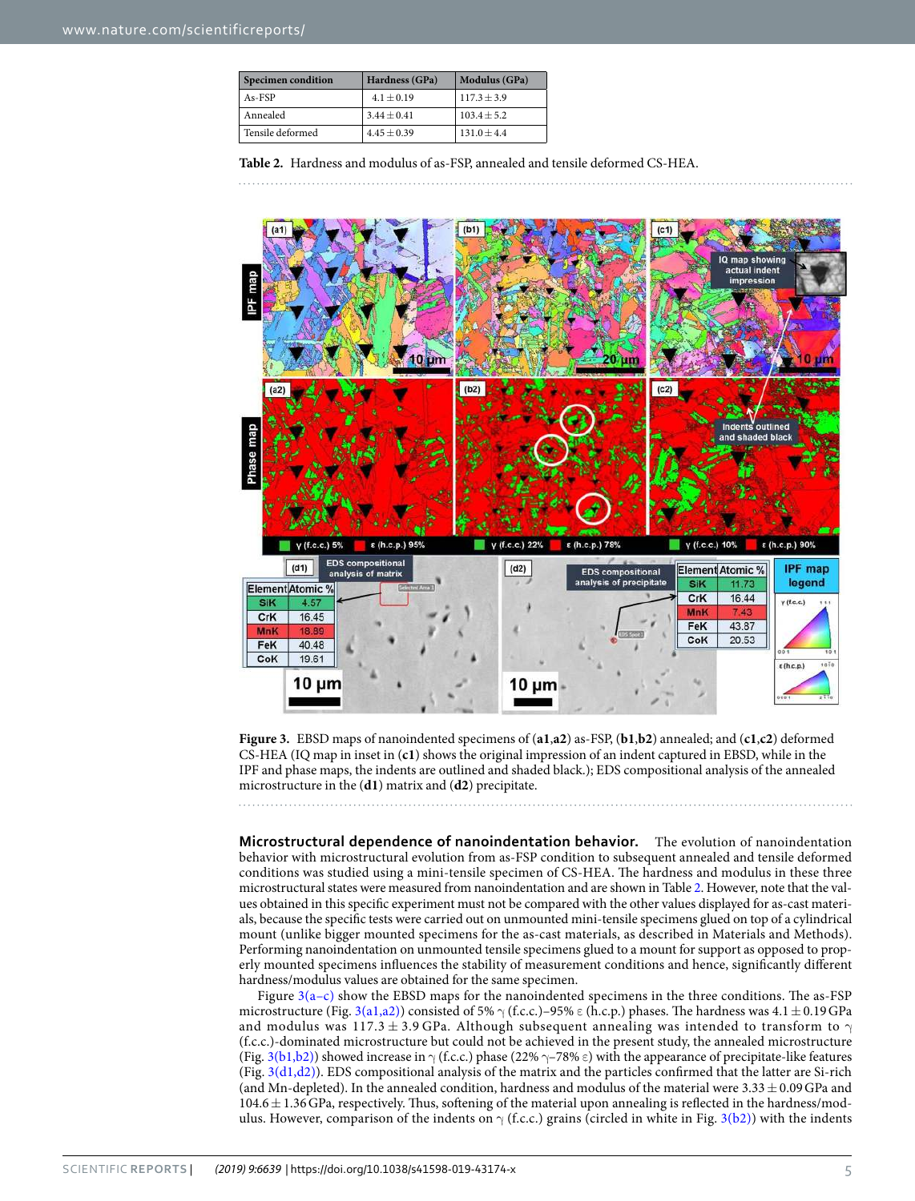| Specimen condition | Hardness (GPa) | Modulus (GPa) |
|---|---|---|
| As-FSP | 4.1 ± 0.19 | 117.3 ± 3.9 |
| Annealed | 3.44 ± 0.41 | 103.4 ± 5.2 |
| Tensile deformed | 4.45 ± 0.39 | 131.0 ± 4.4 |

**Table 2.** Hardness and modulus of as-FSP, annealed and tensile deformed CS-HEA.

**Figure 3.** EBSD maps of nanoindented specimens of (**a1**,**a2**) as-FSP, (**b1**,**b2**) annealed; and (**c1**,**c2**) deformed CS-HEA (IQ map in inset in (**c1**) shows the original impression of an indent captured in EBSD, while in the IPF and phase maps, the indents are outlined and shaded black.); EDS compositional analysis of the annealed microstructure in the (**d1**) matrix and (**d2**) precipitate.

**Microstructural dependence of nanoindentation behavior.** The evolution of nanoindentation behavior with microstructural evolution from as-FSP condition to subsequent annealed and tensile deformed conditions was studied using a mini-tensile specimen of CS-HEA. The hardness and modulus in these three microstructural states were measured from nanoindentation and are shown in Table 2. However, note that the values obtained in this specific experiment must not be compared with the other values displayed for as-cast materials, because the specific tests were carried out on unmounted mini-tensile specimens glued on top of a cylindrical mount (unlike bigger mounted specimens for the as-cast materials, as described in Materials and Methods). Performing nanoindentation on unmounted tensile specimens glued to a mount for support as opposed to properly mounted specimens influences the stability of measurement conditions and hence, significantly different hardness/modulus values are obtained for the same specimen.

Figure 3(a–c) show the EBSD maps for the nanoindented specimens in the three conditions. The as-FSP microstructure (Fig. 3(a1,a2)) consisted of 5% γ (f.c.c.)–95% ε (h.c.p.) phases. The hardness was 4.1 ± 0.19 GPa and modulus was 117.3 ± 3.9 GPa. Although subsequent annealing was intended to transform to γ (f.c.c.)-dominated microstructure but could not be achieved in the present study, the annealed microstructure (Fig. 3(b1,b2)) showed increase in γ (f.c.c.) phase (22% γ–78% ε) with the appearance of precipitate-like features (Fig. 3(d1,d2)). EDS compositional analysis of the matrix and the particles confirmed that the latter are Si-rich (and Mn-depleted). In the annealed condition, hardness and modulus of the material were 3.33 ± 0.09 GPa and 104.6 ± 1.36 GPa, respectively. Thus, softening of the material upon annealing is reflected in the hardness/modulus. However, comparison of the indents on γ (f.c.c.) grains (circled in white in Fig. 3(b2)) with the indents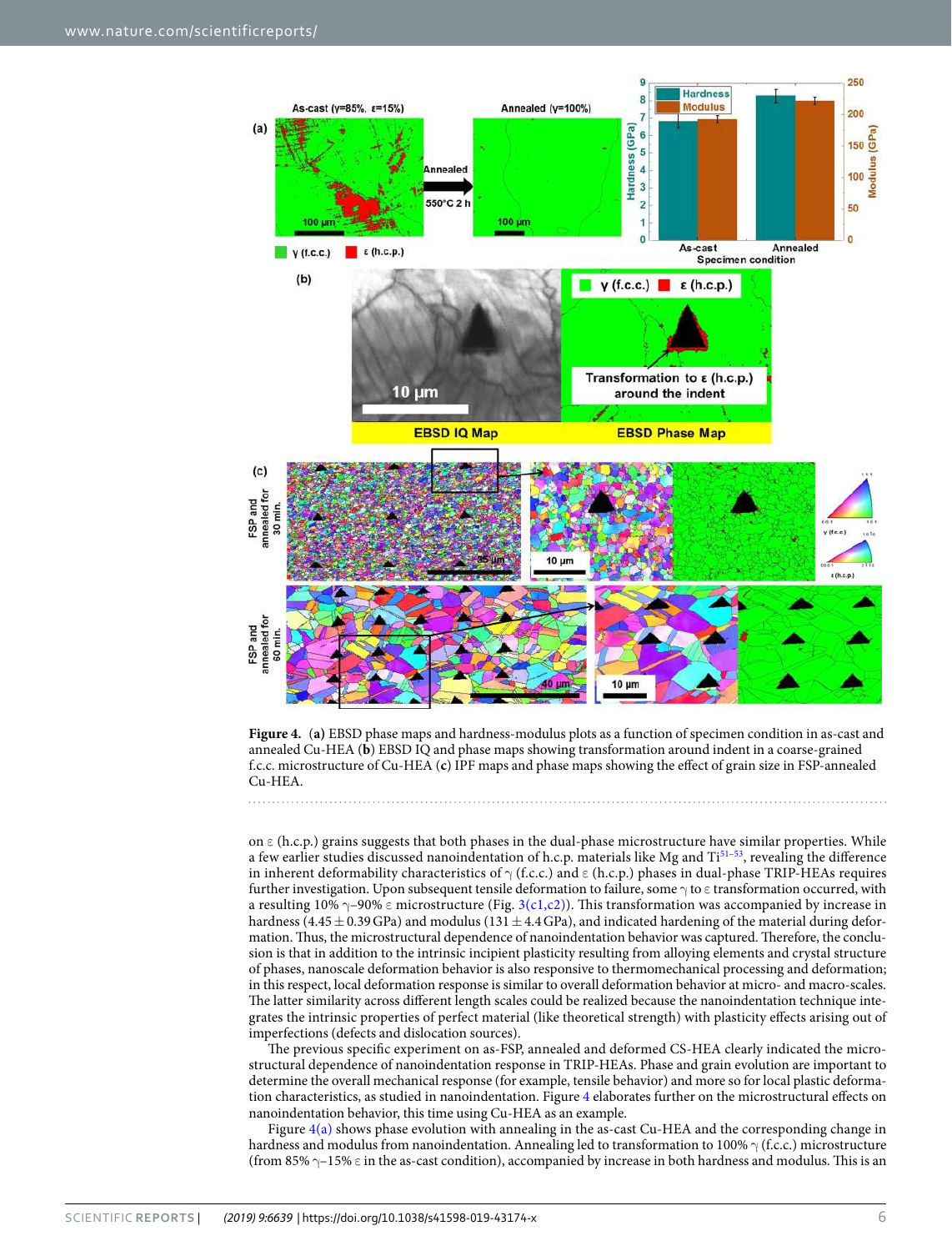**Figure 4.** (**a**) EBSD phase maps and hardness-modulus plots as a function of specimen condition in as-cast and annealed Cu-HEA (**b**) EBSD IQ and phase maps showing transformation around indent in a coarse-grained f.c.c. microstructure of Cu-HEA (**c**) IPF maps and phase maps showing the effect of grain size in FSP-annealed Cu-HEA.

on ε (h.c.p.) grains suggests that both phases in the dual-phase microstructure have similar properties. While a few earlier studies discussed nanoindentation of h.c.p. materials like Mg and Ti[51–53], revealing the difference in inherent deformability characteristics of γ (f.c.c.) and ε (h.c.p.) phases in dual-phase TRIP-HEAs requires further investigation. Upon subsequent tensile deformation to failure, some γ to ε transformation occurred, with a resulting 10% γ–90% ε microstructure (Fig. 3(c1,c2)). This transformation was accompanied by increase in hardness (4.45 ± 0.39 GPa) and modulus (131 ± 4.4 GPa), and indicated hardening of the material during deformation. Thus, the microstructural dependence of nanoindentation behavior was captured. Therefore, the conclusion is that in addition to the intrinsic incipient plasticity resulting from alloying elements and crystal structure of phases, nanoscale deformation behavior is also responsive to thermomechanical processing and deformation; in this respect, local deformation response is similar to overall deformation behavior at micro- and macro-scales. The latter similarity across different length scales could be realized because the nanoindentation technique integrates the intrinsic properties of perfect material (like theoretical strength) with plasticity effects arising out of imperfections (defects and dislocation sources).

The previous specific experiment on as-FSP, annealed and deformed CS-HEA clearly indicated the microstructural dependence of nanoindentation response in TRIP-HEAs. Phase and grain evolution are important to determine the overall mechanical response (for example, tensile behavior) and more so for local plastic deformation characteristics, as studied in nanoindentation. Figure 4 elaborates further on the microstructural effects on nanoindentation behavior, this time using Cu-HEA as an example.

Figure 4(a) shows phase evolution with annealing in the as-cast Cu-HEA and the corresponding change in hardness and modulus from nanoindentation. Annealing led to transformation to 100% γ (f.c.c.) microstructure (from 85% γ–15% ε in the as-cast condition), accompanied by increase in both hardness and modulus. This is an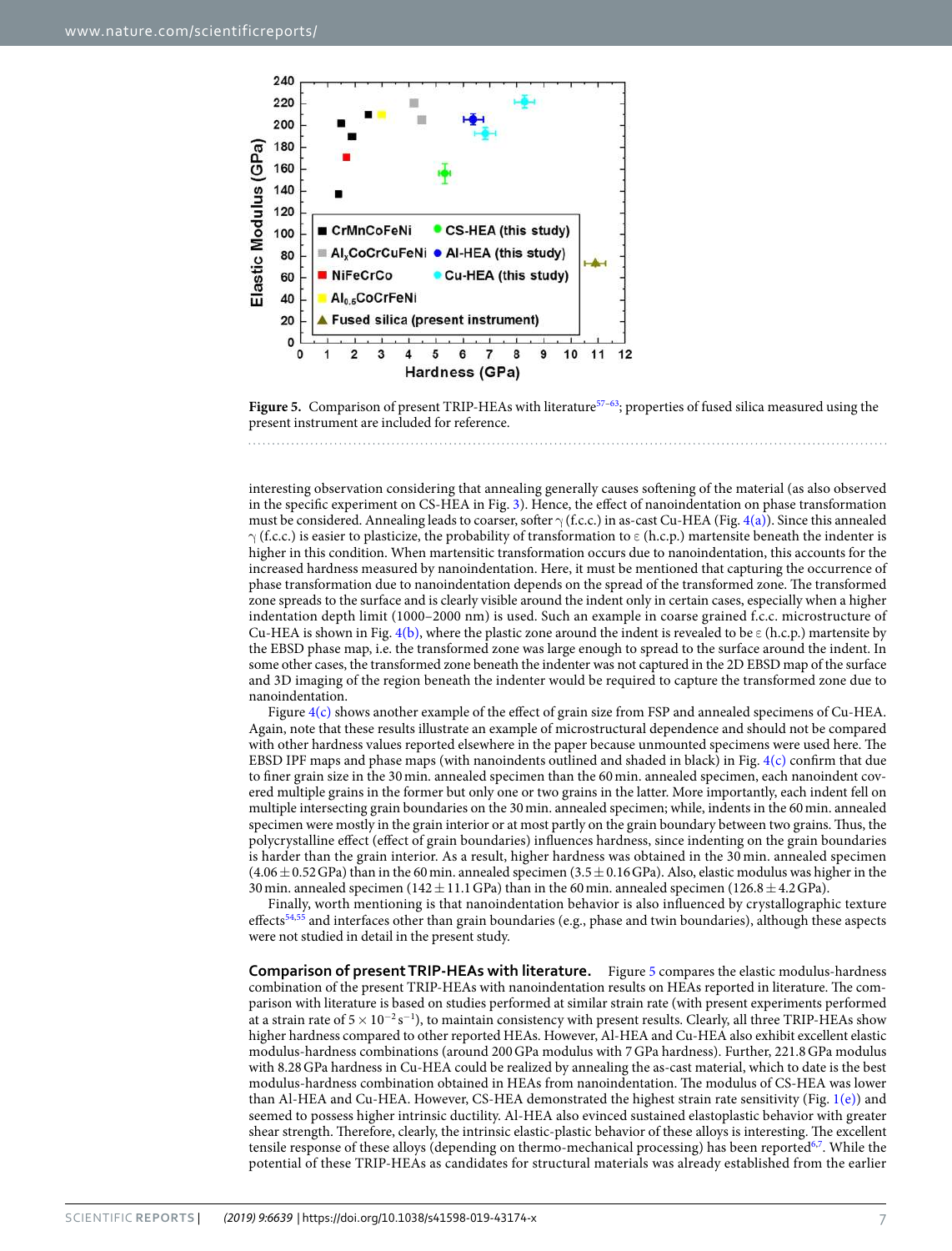Figure 5. Comparison of present TRIP-HEAs with literature[57–63]; properties of fused silica measured using the present instrument are included for reference.

interesting observation considering that annealing generally causes softening of the material (as also observed in the specific experiment on CS-HEA in Fig. 3). Hence, the effect of nanoindentation on phase transformation must be considered. Annealing leads to coarser, softer γ (f.c.c.) in as-cast Cu-HEA (Fig. 4(a)). Since this annealed γ (f.c.c.) is easier to plasticize, the probability of transformation to ε (h.c.p.) martensite beneath the indenter is higher in this condition. When martensitic transformation occurs due to nanoindentation, this accounts for the increased hardness measured by nanoindentation. Here, it must be mentioned that capturing the occurrence of phase transformation due to nanoindentation depends on the spread of the transformed zone. The transformed zone spreads to the surface and is clearly visible around the indent only in certain cases, especially when a higher indentation depth limit (1000–2000 nm) is used. Such an example in coarse grained f.c.c. microstructure of Cu-HEA is shown in Fig. 4(b), where the plastic zone around the indent is revealed to be ε (h.c.p.) martensite by the EBSD phase map, i.e. the transformed zone was large enough to spread to the surface around the indent. In some other cases, the transformed zone beneath the indenter was not captured in the 2D EBSD map of the surface and 3D imaging of the region beneath the indenter would be required to capture the transformed zone due to nanoindentation.

Figure 4(c) shows another example of the effect of grain size from FSP and annealed specimens of Cu-HEA. Again, note that these results illustrate an example of microstructural dependence and should not be compared with other hardness values reported elsewhere in the paper because unmounted specimens were used here. The EBSD IPF maps and phase maps (with nanoindents outlined and shaded in black) in Fig. 4(c) confirm that due to finer grain size in the 30 min. annealed specimen than the 60 min. annealed specimen, each nanoindent covered multiple grains in the former but only one or two grains in the latter. More importantly, each indent fell on multiple intersecting grain boundaries on the 30 min. annealed specimen; while, indents in the 60 min. annealed specimen were mostly in the grain interior or at most partly on the grain boundary between two grains. Thus, the polycrystalline effect (effect of grain boundaries) influences hardness, since indenting on the grain boundaries is harder than the grain interior. As a result, higher hardness was obtained in the 30 min. annealed specimen ($4.06 \pm 0.52$ GPa) than in the 60 min. annealed specimen ($3.5 \pm 0.16$ GPa). Also, elastic modulus was higher in the 30 min. annealed specimen ($142 \pm 11.1$ GPa) than in the 60 min. annealed specimen ($126.8 \pm 4.2$ GPa).

Finally, worth mentioning is that nanoindentation behavior is also influenced by crystallographic texture effects[54,55] and interfaces other than grain boundaries (e.g., phase and twin boundaries), although these aspects were not studied in detail in the present study.

**Comparison of present TRIP-HEAs with literature.** Figure 5 compares the elastic modulus-hardness combination of the present TRIP-HEAs with nanoindentation results on HEAs reported in literature. The comparison with literature is based on studies performed at similar strain rate (with present experiments performed at a strain rate of $5 \times 10^{-2}\,s^{-1}$), to maintain consistency with present results. Clearly, all three TRIP-HEAs show higher hardness compared to other reported HEAs. However, Al-HEA and Cu-HEA also exhibit excellent elastic modulus-hardness combinations (around 200 GPa modulus with 7 GPa hardness). Further, 221.8 GPa modulus with 8.28 GPa hardness in Cu-HEA could be realized by annealing the as-cast material, which to date is the best modulus-hardness combination obtained in HEAs from nanoindentation. The modulus of CS-HEA was lower than Al-HEA and Cu-HEA. However, CS-HEA demonstrated the highest strain rate sensitivity (Fig. 1(e)) and seemed to possess higher intrinsic ductility. Al-HEA also evinced sustained elastoplastic behavior with greater shear strength. Therefore, clearly, the intrinsic elastic-plastic behavior of these alloys is interesting. The excellent tensile response of these alloys (depending on thermo-mechanical processing) has been reported[6,7]. While the potential of these TRIP-HEAs as candidates for structural materials was already established from the earlier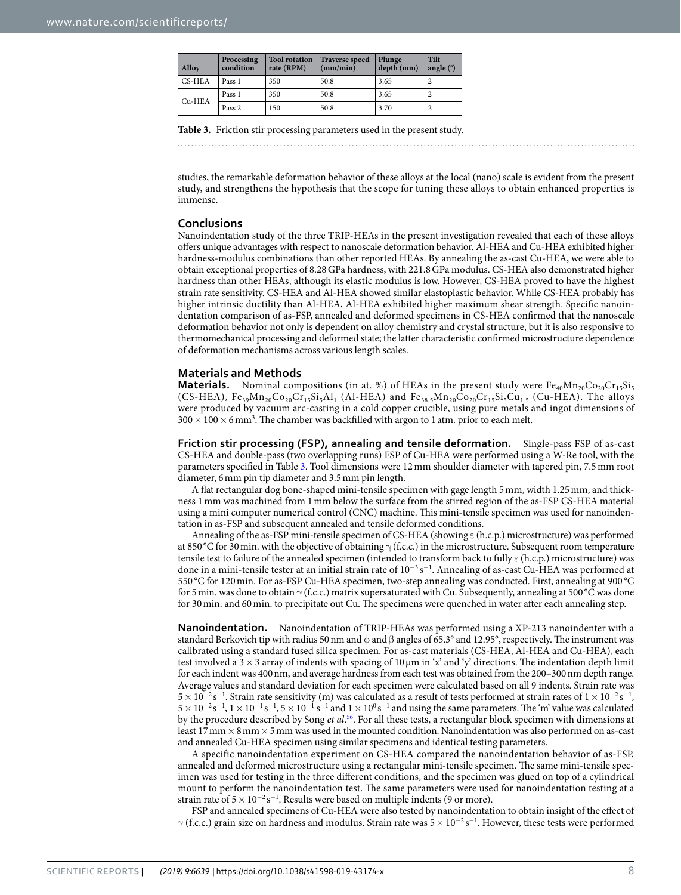| Alloy | Processing condition | Tool rotation rate (RPM) | Traverse speed (mm/min) | Plunge depth (mm) | Tilt angle (°) |
|---|---|---|---|---|---|
| CS-HEA | Pass 1 | 350 | 50.8 | 3.65 | 2 |
| Cu-HEA | Pass 1 | 350 | 50.8 | 3.65 | 2 |
| | Pass 2 | 150 | 50.8 | 3.70 | 2 |

**Table 3.** Friction stir processing parameters used in the present study.

studies, the remarkable deformation behavior of these alloys at the local (nano) scale is evident from the present study, and strengthens the hypothesis that the scope for tuning these alloys to obtain enhanced properties is immense.

## Conclusions

Nanoindentation study of the three TRIP-HEAs in the present investigation revealed that each of these alloys offers unique advantages with respect to nanoscale deformation behavior. Al-HEA and Cu-HEA exhibited higher hardness-modulus combinations than other reported HEAs. By annealing the as-cast Cu-HEA, we were able to obtain exceptional properties of 8.28 GPa hardness, with 221.8 GPa modulus. CS-HEA also demonstrated higher hardness than other HEAs, although its elastic modulus is low. However, CS-HEA proved to have the highest strain rate sensitivity. CS-HEA and Al-HEA showed similar elastoplastic behavior. While CS-HEA probably has higher intrinsic ductility than Al-HEA, Al-HEA exhibited higher maximum shear strength. Specific nanoindentation comparison of as-FSP, annealed and deformed specimens in CS-HEA confirmed that the nanoscale deformation behavior not only is dependent on alloy chemistry and crystal structure, but it is also responsive to thermomechanical processing and deformed state; the latter characteristic confirmed microstructure dependence of deformation mechanisms across various length scales.

## Materials and Methods

**Materials.** Nominal compositions (in at. %) of HEAs in the present study were $Fe_{40}Mn_{20}Co_{20}Cr_{15}Si_5$ (CS-HEA), $Fe_{39}Mn_{20}Co_{20}Cr_{15}Si_5Al_1$ (Al-HEA) and $Fe_{38.5}Mn_{20}Co_{20}Cr_{15}Si_5Cu_{1.5}$ (Cu-HEA). The alloys were produced by vacuum arc-casting in a cold copper crucible, using pure metals and ingot dimensions of $300 \times 100 \times 6\,mm^3$. The chamber was backfilled with argon to 1 atm. prior to each melt.

**Friction stir processing (FSP), annealing and tensile deformation.** Single-pass FSP of as-cast CS-HEA and double-pass (two overlapping runs) FSP of Cu-HEA were performed using a W-Re tool, with the parameters specified in Table 3. Tool dimensions were 12 mm shoulder diameter with tapered pin, 7.5 mm root diameter, 6 mm pin tip diameter and 3.5 mm pin length.

A flat rectangular dog bone-shaped mini-tensile specimen with gage length 5 mm, width 1.25 mm, and thickness 1 mm was machined from 1 mm below the surface from the stirred region of the as-FSP CS-HEA material using a mini computer numerical control (CNC) machine. This mini-tensile specimen was used for nanoindentation in as-FSP and subsequent annealed and tensile deformed conditions.

Annealing of the as-FSP mini-tensile specimen of CS-HEA (showing ε (h.c.p.) microstructure) was performed at 850 °C for 30 min. with the objective of obtaining γ (f.c.c.) in the microstructure. Subsequent room temperature tensile test to failure of the annealed specimen (intended to transform back to fully ε (h.c.p.) microstructure) was done in a mini-tensile tester at an initial strain rate of $10^{-3}\,s^{-1}$. Annealing of as-cast Cu-HEA was performed at 550 °C for 120 min. For as-FSP Cu-HEA specimen, two-step annealing was conducted. First, annealing at 900 °C for 5 min. was done to obtain γ (f.c.c.) matrix supersaturated with Cu. Subsequently, annealing at 500 °C was done for 30 min. and 60 min. to precipitate out Cu. The specimens were quenched in water after each annealing step.

**Nanoindentation.** Nanoindentation of TRIP-HEAs was performed using a XP-213 nanoindenter with a standard Berkovich tip with radius 50 nm and ϕ and β angles of 65.3° and 12.95°, respectively. The instrument was calibrated using a standard fused silica specimen. For as-cast materials (CS-HEA, Al-HEA and Cu-HEA), each test involved a 3 × 3 array of indents with spacing of 10 μm in 'x' and 'y' directions. The indentation depth limit for each indent was 400 nm, and average hardness from each test was obtained from the 200–300 nm depth range. Average values and standard deviation for each specimen were calculated based on all 9 indents. Strain rate was $5 \times 10^{-2}\,s^{-1}$. Strain rate sensitivity (m) was calculated as a result of tests performed at strain rates of $1 \times 10^{-2}\,s^{-1}$, $5 \times 10^{-2}\,s^{-1}$, $1 \times 10^{-1}\,s^{-1}$, $5 \times 10^{-1}\,s^{-1}$ and $1 \times 10^{0}\,s^{-1}$ and using the same parameters. The 'm' value was calculated by the procedure described by Song *et al.*[56]. For all these tests, a rectangular block specimen with dimensions at least 17 mm × 8 mm × 5 mm was used in the mounted condition. Nanoindentation was also performed on as-cast and annealed Cu-HEA specimen using similar specimens and identical testing parameters.

A specific nanoindentation experiment on CS-HEA compared the nanoindentation behavior of as-FSP, annealed and deformed microstructure using a rectangular mini-tensile specimen. The same mini-tensile specimen was used for testing in the three different conditions, and the specimen was glued on top of a cylindrical mount to perform the nanoindentation test. The same parameters were used for nanoindentation testing at a strain rate of $5 \times 10^{-2}\,s^{-1}$. Results were based on multiple indents (9 or more).

FSP and annealed specimens of Cu-HEA were also tested by nanoindentation to obtain insight of the effect of γ (f.c.c.) grain size on hardness and modulus. Strain rate was $5 \times 10^{-2}\,s^{-1}$. However, these tests were performed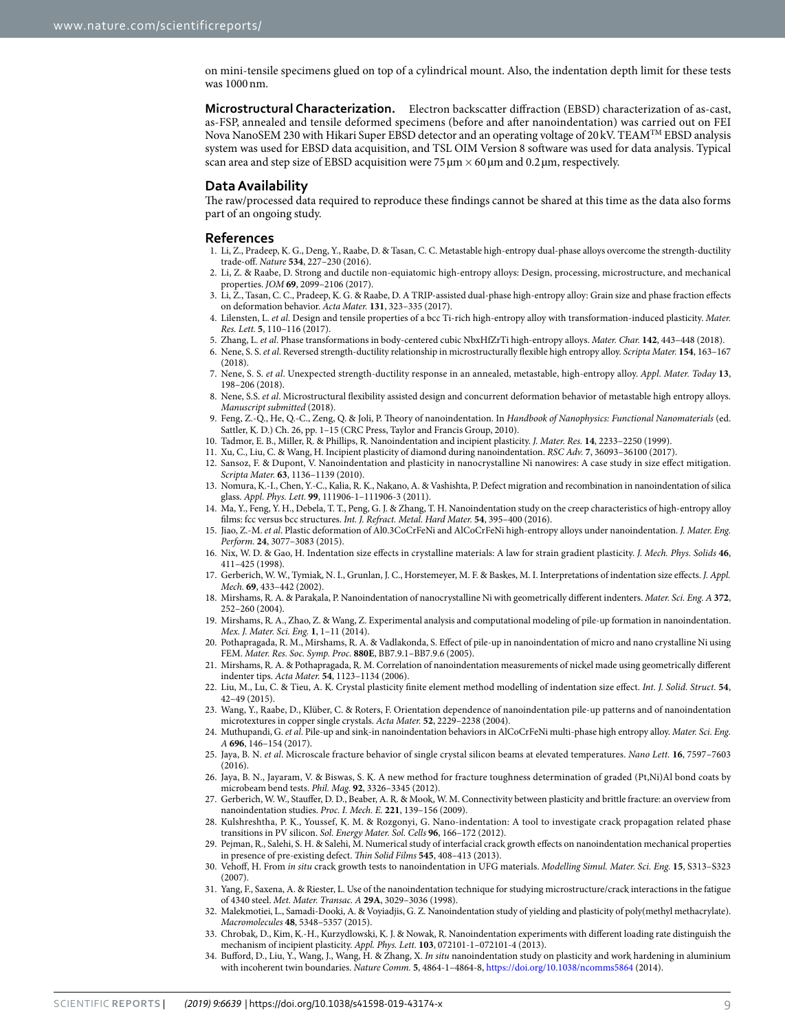on mini-tensile specimens glued on top of a cylindrical mount. Also, the indentation depth limit for these tests was 1000 nm.

**Microstructural Characterization.** Electron backscatter diffraction (EBSD) characterization of as-cast, as-FSP, annealed and tensile deformed specimens (before and after nanoindentation) was carried out on FEI Nova NanoSEM 230 with Hikari Super EBSD detector and an operating voltage of 20 kV. TEAM$^{TM}$ EBSD analysis system was used for EBSD data acquisition, and TSL OIM Version 8 software was used for data analysis. Typical scan area and step size of EBSD acquisition were 75 μm × 60 μm and 0.2 μm, respectively.

## Data Availability

The raw/processed data required to reproduce these findings cannot be shared at this time as the data also forms part of an ongoing study.

## References

1. Li, Z., Pradeep, K. G., Deng, Y., Raabe, D. & Tasan, C. C. Metastable high-entropy dual-phase alloys overcome the strength-ductility trade-off. *Nature* **534**, 227–230 (2016).
2. Li, Z. & Raabe, D. Strong and ductile non-equiatomic high-entropy alloys: Design, processing, microstructure, and mechanical properties. *JOM* **69**, 2099–2106 (2017).
3. Li, Z., Tasan, C. C., Pradeep, K. G. & Raabe, D. A TRIP-assisted dual-phase high-entropy alloy: Grain size and phase fraction effects on deformation behavior. *Acta Mater.* **131**, 323–335 (2017).
4. Lilensten, L. *et al*. Design and tensile properties of a bcc Ti-rich high-entropy alloy with transformation-induced plasticity. *Mater. Res. Lett.* **5**, 110–116 (2017).
5. Zhang, L. *et al*. Phase transformations in body-centered cubic NbxHfZrTi high-entropy alloys. *Mater. Char.* **142**, 443–448 (2018).
6. Nene, S. S. *et al*. Reversed strength-ductility relationship in microstructurally flexible high entropy alloy. *Scripta Mater.* **154**, 163–167 (2018).
7. Nene, S. S. *et al*. Unexpected strength-ductility response in an annealed, metastable, high-entropy alloy. *Appl. Mater. Today* **13**, 198–206 (2018).
8. Nene, S.S. *et al*. Microstructural flexibility assisted design and concurrent deformation behavior of metastable high entropy alloys. *Manuscript submitted* (2018).
9. Feng, Z.-Q., He, Q.-C., Zeng, Q. & Joli, P. Theory of nanoindentation. In *Handbook of Nanophysics: Functional Nanomaterials* (ed. Sattler, K. D.) Ch. 26, pp. 1–15 (CRC Press, Taylor and Francis Group, 2010).
10. Tadmor, E. B., Miller, R. & Phillips, R. Nanoindentation and incipient plasticity. *J. Mater. Res.* **14**, 2233–2250 (1999).
11. Xu, C., Liu, C. & Wang, H. Incipient plasticity of diamond during nanoindentation. *RSC Adv.* **7**, 36093–36100 (2017).
12. Sansoz, F. & Dupont, V. Nanoindentation and plasticity in nanocrystalline Ni nanowires: A case study in size effect mitigation. *Scripta Mater.* **63**, 1136–1139 (2010).
13. Nomura, K.-I., Chen, Y.-C., Kalia, R. K., Nakano, A. & Vashishta, P. Defect migration and recombination in nanoindentation of silica glass. *Appl. Phys. Lett.* **99**, 111906-1–111906-3 (2011).
14. Ma, Y., Feng, Y. H., Debela, T. T., Peng, G. J. & Zhang, T. H. Nanoindentation study on the creep characteristics of high-entropy alloy films: fcc versus bcc structures. *Int. J. Refract. Metal. Hard Mater.* **54**, 395–400 (2016).
15. Jiao, Z.-M. *et al*. Plastic deformation of Al0.3CoCrFeNi and AlCoCrFeNi high-entropy alloys under nanoindentation. *J. Mater. Eng. Perform.* **24**, 3077–3083 (2015).
16. Nix, W. D. & Gao, H. Indentation size effects in crystalline materials: A law for strain gradient plasticity. *J. Mech. Phys. Solids* **46**, 411–425 (1998).
17. Gerberich, W. W., Tymiak, N. I., Grunlan, J. C., Horstemeyer, M. F. & Baskes, M. I. Interpretations of indentation size effects. *J. Appl. Mech.* **69**, 433–442 (2002).
18. Mirshams, R. A. & Parakala, P. Nanoindentation of nanocrystalline Ni with geometrically different indenters. *Mater. Sci. Eng. A* **372**, 252–260 (2004).
19. Mirshams, R. A., Zhao, Z. & Wang, Z. Experimental analysis and computational modeling of pile-up formation in nanoindentation. *Mex. J. Mater. Sci. Eng.* **1**, 1–11 (2014).
20. Pothapragada, R. M., Mirshams, R. A. & Vadlakonda, S. Effect of pile-up in nanoindentation of micro and nano crystalline Ni using FEM. *Mater. Res. Soc. Symp. Proc.* **880E**, BB7.9.1–BB7.9.6 (2005).
21. Mirshams, R. A. & Pothapragada, R. M. Correlation of nanoindentation measurements of nickel made using geometrically different indenter tips. *Acta Mater.* **54**, 1123–1134 (2006).
22. Liu, M., Lu, C. & Tieu, A. K. Crystal plasticity finite element method modelling of indentation size effect. *Int. J. Solid. Struct.* **54**, 42–49 (2015).
23. Wang, Y., Raabe, D., Klüber, C. & Roters, F. Orientation dependence of nanoindentation pile-up patterns and of nanoindentation microtextures in copper single crystals. *Acta Mater.* **52**, 2229–2238 (2004).
24. Muthupandi, G. *et al*. Pile-up and sink-in nanoindentation behaviors in AlCoCrFeNi multi-phase high entropy alloy. *Mater. Sci. Eng. A* **696**, 146–154 (2017).
25. Jaya, B. N. *et al*. Microscale fracture behavior of single crystal silicon beams at elevated temperatures. *Nano Lett.* **16**, 7597–7603 (2016).
26. Jaya, B. N., Jayaram, V. & Biswas, S. K. A new method for fracture toughness determination of graded (Pt,Ni)Al bond coats by microbeam bend tests. *Phil. Mag.* **92**, 3326–3345 (2012).
27. Gerberich, W. W., Stauffer, D. D., Beaber, A. R. & Mook, W. M. Connectivity between plasticity and brittle fracture: an overview from nanoindentation studies. *Proc. I. Mech. E.* **221**, 139–156 (2009).
28. Kulshreshtha, P. K., Youssef, K. M. & Rozgonyi, G. Nano-indentation: A tool to investigate crack propagation related phase transitions in PV silicon. *Sol. Energy Mater. Sol. Cells* **96**, 166–172 (2012).
29. Pejman, R., Salehi, S. H. & Salehi, M. Numerical study of interfacial crack growth effects on nanoindentation mechanical properties in presence of pre-existing defect. *Thin Solid Films* **545**, 408–413 (2013).
30. Vehoff, H. From *in situ* crack growth tests to nanoindentation in UFG materials. *Modelling Simul. Mater. Sci. Eng.* **15**, S313–S323 (2007).
31. Yang, F., Saxena, A. & Riester, L. Use of the nanoindentation technique for studying microstructure/crack interactions in the fatigue of 4340 steel. *Met. Mater. Transac. A* **29A**, 3029–3036 (1998).
32. Malekmotiei, L., Samadi-Dooki, A. & Voyiadjis, G. Z. Nanoindentation study of yielding and plasticity of poly(methyl methacrylate). *Macromolecules* **48**, 5348–5357 (2015).
33. Chrobak, D., Kim, K.-H., Kurzydlowski, K. J. & Nowak, R. Nanoindentation experiments with different loading rate distinguish the mechanism of incipient plasticity. *Appl. Phys. Lett.* **103**, 072101-1–072101-4 (2013).
34. Bufford, D., Liu, Y., Wang, J., Wang, H. & Zhang, X. *In situ* nanoindentation study on plasticity and work hardening in aluminium with incoherent twin boundaries. *Nature Comm.* **5**, 4864-1–4864-8, https://doi.org/10.1038/ncomms5864 (2014).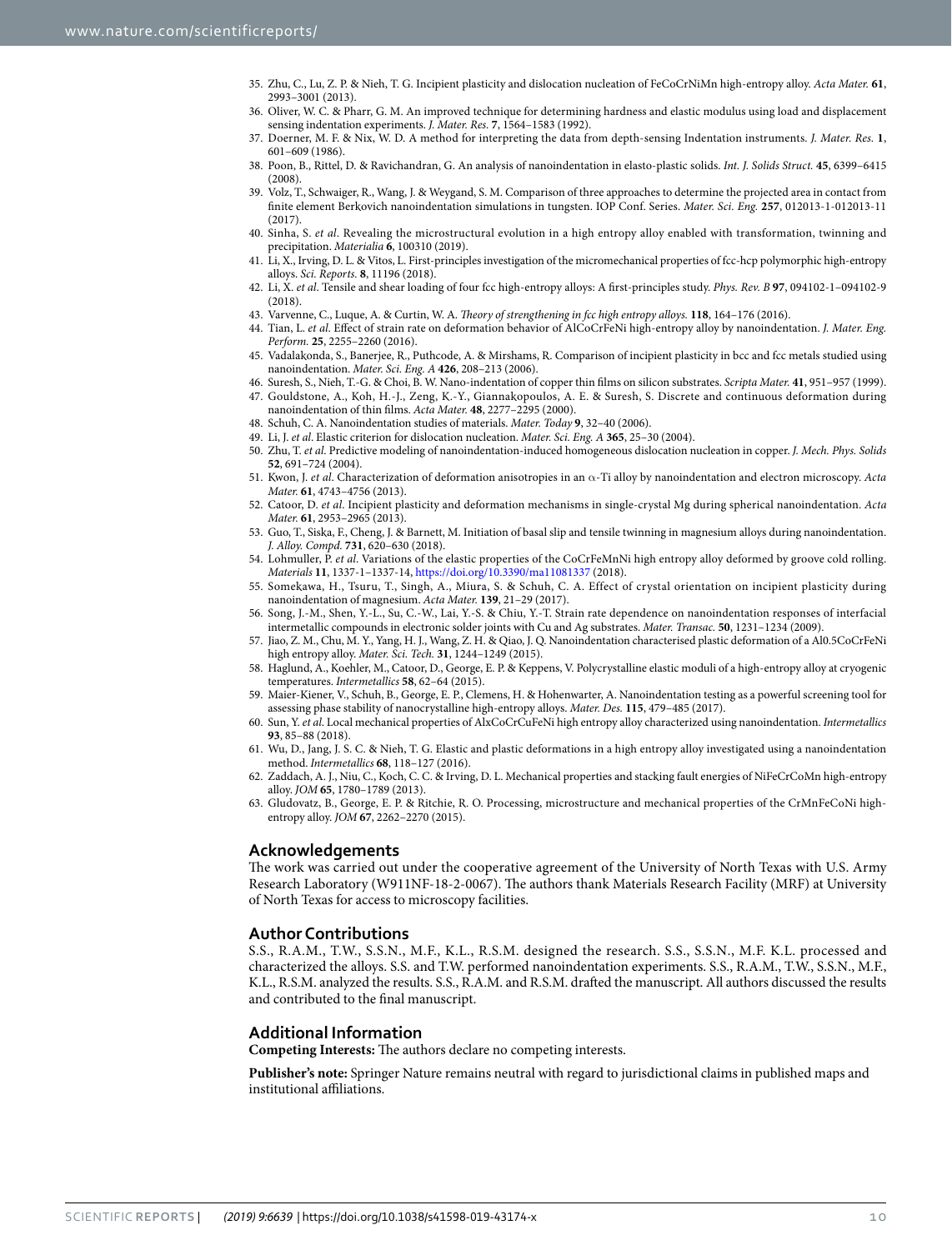35. Zhu, C., Lu, Z. P. & Nieh, T. G. Incipient plasticity and dislocation nucleation of FeCoCrNiMn high-entropy alloy. *Acta Mater.* **61**, 2993–3001 (2013).
36. Oliver, W. C. & Pharr, G. M. An improved technique for determining hardness and elastic modulus using load and displacement sensing indentation experiments. *J. Mater. Res.* **7**, 1564–1583 (1992).
37. Doerner, M. F. & Nix, W. D. A method for interpreting the data from depth-sensing Indentation instruments. *J. Mater. Res.* **1**, 601–609 (1986).
38. Poon, B., Rittel, D. & Ravichandran, G. An analysis of nanoindentation in elasto-plastic solids. *Int. J. Solids Struct.* **45**, 6399–6415 (2008).
39. Volz, T., Schwaiger, R., Wang, J. & Weygand, S. M. Comparison of three approaches to determine the projected area in contact from finite element Berkovich nanoindentation simulations in tungsten. IOP Conf. Series. *Mater. Sci. Eng.* **257**, 012013-1-012013-11 (2017).
40. Sinha, S. *et al*. Revealing the microstructural evolution in a high entropy alloy enabled with transformation, twinning and precipitation. *Materialia* **6**, 100310 (2019).
41. Li, X., Irving, D. L. & Vitos, L. First-principles investigation of the micromechanical properties of fcc-hcp polymorphic high-entropy alloys. *Sci. Reports.* **8**, 11196 (2018).
42. Li, X. *et al*. Tensile and shear loading of four fcc high-entropy alloys: A first-principles study. *Phys. Rev. B* **97**, 094102-1–094102-9 (2018).
43. Varvenne, C., Luque, A. & Curtin, W. A. *Theory of strengthening in fcc high entropy alloys.* **118**, 164–176 (2016).
44. Tian, L. *et al.* Effect of strain rate on deformation behavior of AlCoCrFeNi high-entropy alloy by nanoindentation. *J. Mater. Eng. Perform.* **25**, 2255–2260 (2016).
45. Vadalakonda, S., Banerjee, R., Puthcode, A. & Mirshams, R. Comparison of incipient plasticity in bcc and fcc metals studied using nanoindentation. *Mater. Sci. Eng. A* **426**, 208–213 (2006).
46. Suresh, S., Nieh, T.-G. & Choi, B. W. Nano-indentation of copper thin films on silicon substrates. *Scripta Mater.* **41**, 951–957 (1999).
47. Gouldstone, A., Koh, H.-J., Zeng, K.-Y., Giannakopoulos, A. E. & Suresh, S. Discrete and continuous deformation during nanoindentation of thin films. *Acta Mater.* **48**, 2277–2295 (2000).
48. Schuh, C. A. Nanoindentation studies of materials. *Mater. Today* **9**, 32–40 (2006).
49. Li, J. *et al*. Elastic criterion for dislocation nucleation. *Mater. Sci. Eng. A* **365**, 25–30 (2004).
50. Zhu, T. *et al*. Predictive modeling of nanoindentation-induced homogeneous dislocation nucleation in copper. *J. Mech. Phys. Solids* **52**, 691–724 (2004).
51. Kwon, J. *et al*. Characterization of deformation anisotropies in an $\alpha$-Ti alloy by nanoindentation and electron microscopy. *Acta Mater.* **61**, 4743–4756 (2013).
52. Catoor, D. *et al*. Incipient plasticity and deformation mechanisms in single-crystal Mg during spherical nanoindentation. *Acta Mater.* **61**, 2953–2965 (2013).
53. Guo, T., Siska, F., Cheng, J. & Barnett, M. Initiation of basal slip and tensile twinning in magnesium alloys during nanoindentation. *J. Alloy. Compd.* **731**, 620–630 (2018).
54. Lohmuller, P. *et al*. Variations of the elastic properties of the CoCrFeMnNi high entropy alloy deformed by groove cold rolling. *Materials* **11**, 1337-1–1337-14, https://doi.org/10.3390/ma11081337 (2018).
55. Somekawa, H., Tsuru, T., Singh, A., Miura, S. & Schuh, C. A. Effect of crystal orientation on incipient plasticity during nanoindentation of magnesium. *Acta Mater.* **139**, 21–29 (2017).
56. Song, J.-M., Shen, Y.-L., Su, C.-W., Lai, Y.-S. & Chiu, Y.-T. Strain rate dependence on nanoindentation responses of interfacial intermetallic compounds in electronic solder joints with Cu and Ag substrates. *Mater. Transac.* **50**, 1231–1234 (2009).
57. Jiao, Z. M., Chu, M. Y., Yang, H. J., Wang, Z. H. & Qiao, J. Q. Nanoindentation characterised plastic deformation of a Al0.5CoCrFeNi high entropy alloy. *Mater. Sci. Tech.* **31**, 1244–1249 (2015).
58. Haglund, A., Koehler, M., Catoor, D., George, E. P. & Keppens, V. Polycrystalline elastic moduli of a high-entropy alloy at cryogenic temperatures. *Intermetallics* **58**, 62–64 (2015).
59. Maier-Kiener, V., Schuh, B., George, E. P., Clemens, H. & Hohenwarter, A. Nanoindentation testing as a powerful screening tool for assessing phase stability of nanocrystalline high-entropy alloys. *Mater. Des.* **115**, 479–485 (2017).
60. Sun, Y. *et al*. Local mechanical properties of AlxCoCrCuFeNi high entropy alloy characterized using nanoindentation. *Intermetallics* **93**, 85–88 (2018).
61. Wu, D., Jang, J. S. C. & Nieh, T. G. Elastic and plastic deformations in a high entropy alloy investigated using a nanoindentation method. *Intermetallics* **68**, 118–127 (2016).
62. Zaddach, A. J., Niu, C., Koch, C. C. & Irving, D. L. Mechanical properties and stacking fault energies of NiFeCrCoMn high-entropy alloy. *JOM* **65**, 1780–1789 (2013).
63. Gludovatz, B., George, E. P. & Ritchie, R. O. Processing, microstructure and mechanical properties of the CrMnFeCoNi high-entropy alloy. *JOM* **67**, 2262–2270 (2015).

## Acknowledgements

The work was carried out under the cooperative agreement of the University of North Texas with U.S. Army Research Laboratory (W911NF-18-2-0067). The authors thank Materials Research Facility (MRF) at University of North Texas for access to microscopy facilities.

## Author Contributions

S.S., R.A.M., T.W., S.S.N., M.F., K.L., R.S.M. designed the research. S.S., S.S.N., M.F. K.L. processed and characterized the alloys. S.S. and T.W. performed nanoindentation experiments. S.S., R.A.M., T.W., S.S.N., M.F., K.L., R.S.M. analyzed the results. S.S., R.A.M. and R.S.M. drafted the manuscript. All authors discussed the results and contributed to the final manuscript.

## Additional Information

**Competing Interests:** The authors declare no competing interests.

**Publisher's note:** Springer Nature remains neutral with regard to jurisdictional claims in published maps and institutional affiliations.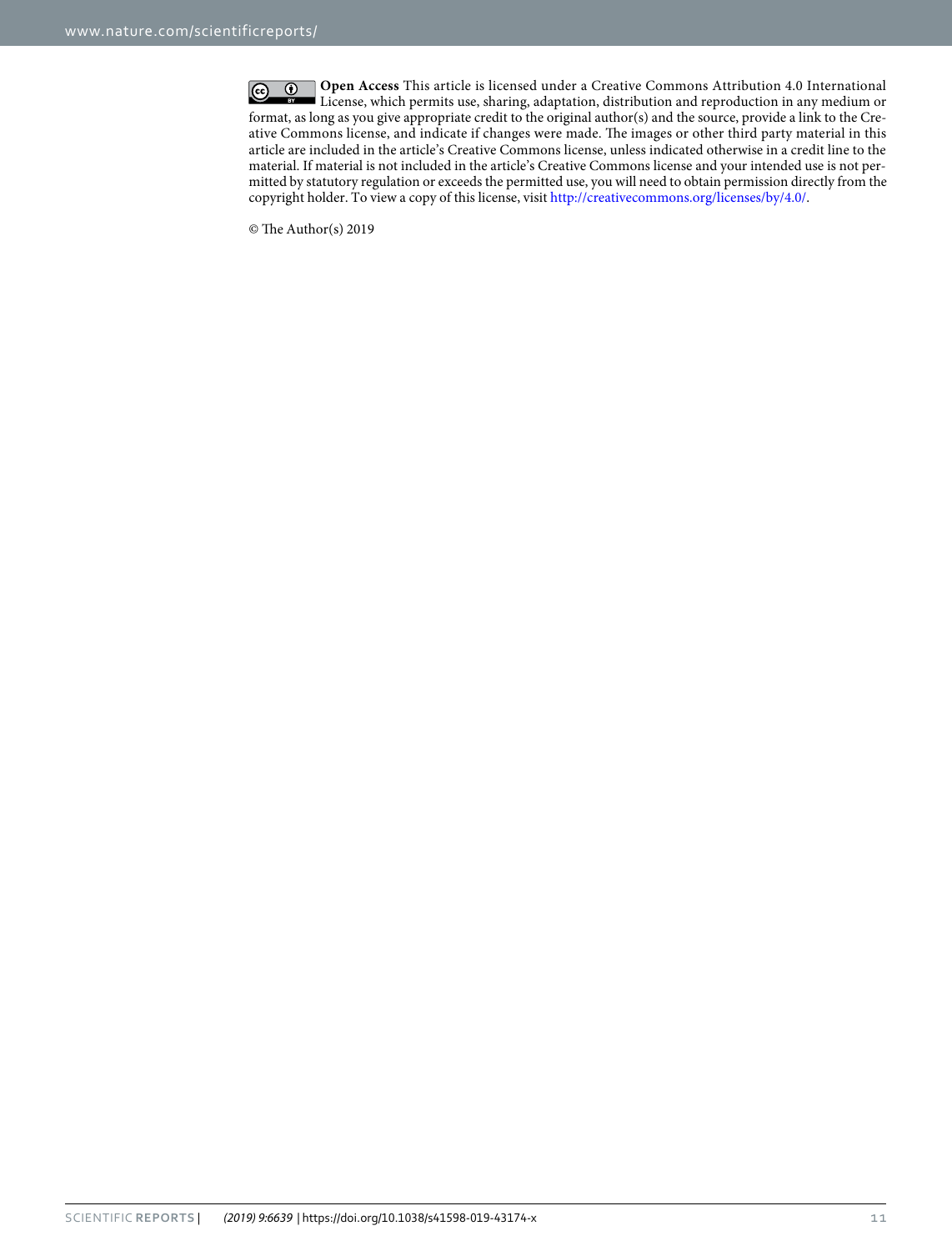**Open Access** This article is licensed under a Creative Commons Attribution 4.0 International License, which permits use, sharing, adaptation, distribution and reproduction in any medium or format, as long as you give appropriate credit to the original author(s) and the source, provide a link to the Creative Commons license, and indicate if changes were made. The images or other third party material in this article are included in the article's Creative Commons license, unless indicated otherwise in a credit line to the material. If material is not included in the article's Creative Commons license and your intended use is not permitted by statutory regulation or exceeds the permitted use, you will need to obtain permission directly from the copyright holder. To view a copy of this license, visit http://creativecommons.org/licenses/by/4.0/.

© The Author(s) 2019